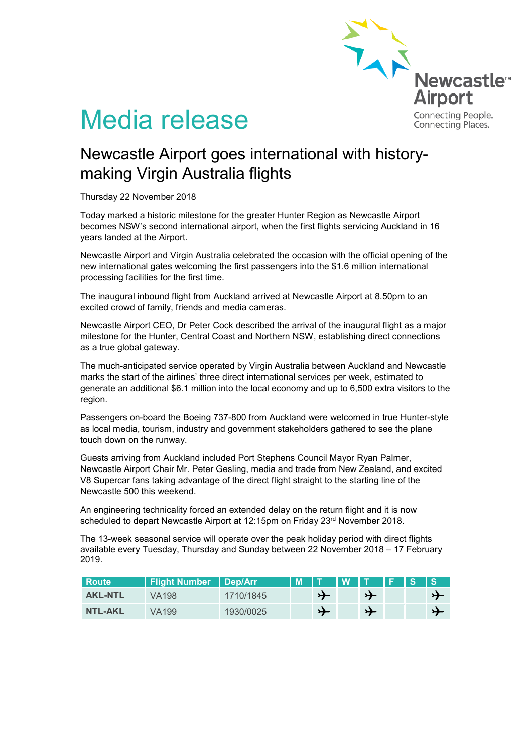Newcastle™ Airport

Connecting People. Connecting Places.

# Media release

## Newcastle Airport goes international with history-making Virgin Australia flights

Thursday 22 November 2018

Today marked a historic milestone for the greater Hunter Region as Newcastle Airport becomes NSW's second international airport, when the first flights servicing Auckland in 16 years landed at the Airport.

Newcastle Airport and Virgin Australia celebrated the occasion with the official opening of the new international gates welcoming the first passengers into the $1.6 million international processing facilities for the first time.

The inaugural inbound flight from Auckland arrived at Newcastle Airport at 8.50pm to an excited crowd of family, friends and media cameras.

Newcastle Airport CEO, Dr Peter Cock described the arrival of the inaugural flight as a major milestone for the Hunter, Central Coast and Northern NSW, establishing direct connections as a true global gateway.

The much-anticipated service operated by Virgin Australia between Auckland and Newcastle marks the start of the airlines' three direct international services per week, estimated to generate an additional $6.1 million into the local economy and up to 6,500 extra visitors to the region.

Passengers on-board the Boeing 737-800 from Auckland were welcomed in true Hunter-style as local media, tourism, industry and government stakeholders gathered to see the plane touch down on the runway.

Guests arriving from Auckland included Port Stephens Council Mayor Ryan Palmer, Newcastle Airport Chair Mr. Peter Gesling, media and trade from New Zealand, and excited V8 Supercar fans taking advantage of the direct flight straight to the starting line of the Newcastle 500 this weekend.

An engineering technicality forced an extended delay on the return flight and it is now scheduled to depart Newcastle Airport at 12:15pm on Friday 23rd November 2018.

The 13-week seasonal service will operate over the peak holiday period with direct flights available every Tuesday, Thursday and Sunday between 22 November 2018 – 17 February 2019.

| Route | Flight Number | Dep/Arr | M | T | W | T | F | S | S |
|---|---|---|---|---|---|---|---|---|---|
| AKL-NTL | VA198 | 1710/1845 | | ✈ | | ✈ | | | ✈ |
| NTL-AKL | VA199 | 1930/0025 | | ✈ | | ✈ | | | ✈ |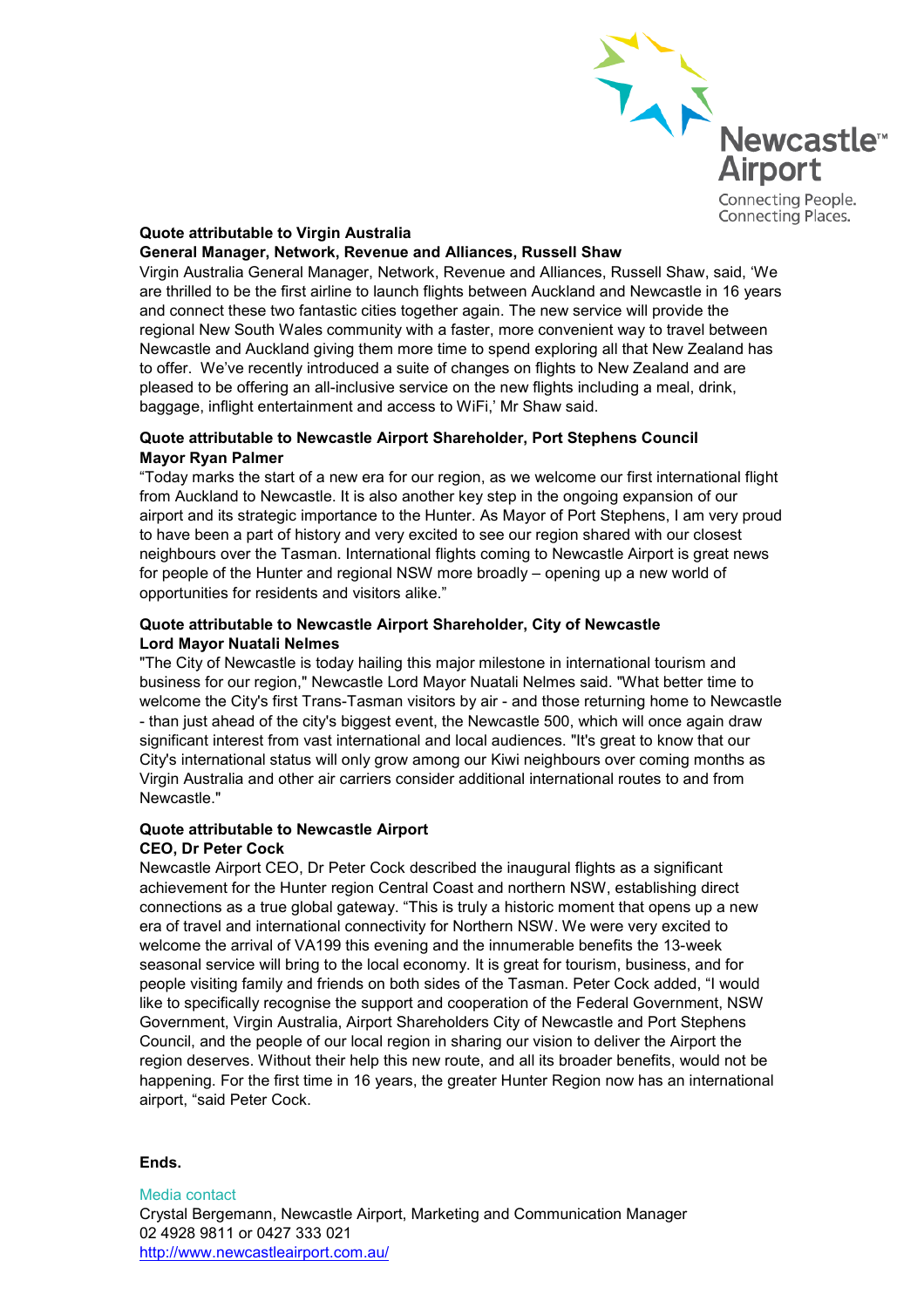**Quote attributable to Virgin Australia**
**General Manager, Network, Revenue and Alliances, Russell Shaw**

Virgin Australia General Manager, Network, Revenue and Alliances, Russell Shaw, said, 'We are thrilled to be the first airline to launch flights between Auckland and Newcastle in 16 years and connect these two fantastic cities together again. The new service will provide the regional New South Wales community with a faster, more convenient way to travel between Newcastle and Auckland giving them more time to spend exploring all that New Zealand has to offer. We've recently introduced a suite of changes on flights to New Zealand and are pleased to be offering an all-inclusive service on the new flights including a meal, drink, baggage, inflight entertainment and access to WiFi,' Mr Shaw said.

**Quote attributable to Newcastle Airport Shareholder, Port Stephens Council**
**Mayor Ryan Palmer**

"Today marks the start of a new era for our region, as we welcome our first international flight from Auckland to Newcastle. It is also another key step in the ongoing expansion of our airport and its strategic importance to the Hunter. As Mayor of Port Stephens, I am very proud to have been a part of history and very excited to see our region shared with our closest neighbours over the Tasman. International flights coming to Newcastle Airport is great news for people of the Hunter and regional NSW more broadly – opening up a new world of opportunities for residents and visitors alike."

**Quote attributable to Newcastle Airport Shareholder, City of Newcastle**
**Lord Mayor Nuatali Nelmes**

"The City of Newcastle is today hailing this major milestone in international tourism and business for our region," Newcastle Lord Mayor Nuatali Nelmes said. "What better time to welcome the City's first Trans-Tasman visitors by air - and those returning home to Newcastle - than just ahead of the city's biggest event, the Newcastle 500, which will once again draw significant interest from vast international and local audiences. "It's great to know that our City's international status will only grow among our Kiwi neighbours over coming months as Virgin Australia and other air carriers consider additional international routes to and from Newcastle."

**Quote attributable to Newcastle Airport**
**CEO, Dr Peter Cock**

Newcastle Airport CEO, Dr Peter Cock described the inaugural flights as a significant achievement for the Hunter region Central Coast and northern NSW, establishing direct connections as a true global gateway. "This is truly a historic moment that opens up a new era of travel and international connectivity for Northern NSW. We were very excited to welcome the arrival of VA199 this evening and the innumerable benefits the 13-week seasonal service will bring to the local economy. It is great for tourism, business, and for people visiting family and friends on both sides of the Tasman. Peter Cock added, "I would like to specifically recognise the support and cooperation of the Federal Government, NSW Government, Virgin Australia, Airport Shareholders City of Newcastle and Port Stephens Council, and the people of our local region in sharing our vision to deliver the Airport the region deserves. Without their help this new route, and all its broader benefits, would not be happening. For the first time in 16 years, the greater Hunter Region now has an international airport, "said Peter Cock.

**Ends.**

Media contact
Crystal Bergemann, Newcastle Airport, Marketing and Communication Manager
02 4928 9811 or 0427 333 021
http://www.newcastleairport.com.au/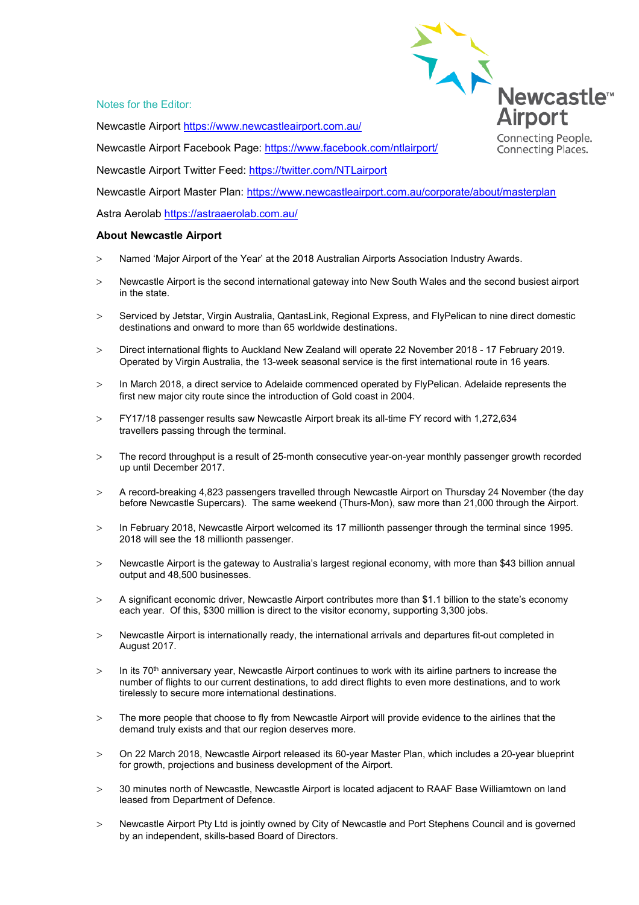Notes for the Editor:

Newcastle Airport https://www.newcastleairport.com.au/

Newcastle Airport Facebook Page: https://www.facebook.com/ntlairport/

Newcastle Airport Twitter Feed: https://twitter.com/NTLairport

Newcastle Airport Master Plan: https://www.newcastleairport.com.au/corporate/about/masterplan

Astra Aerolab https://astraaerolab.com.au/

**About Newcastle Airport**

- Named 'Major Airport of the Year' at the 2018 Australian Airports Association Industry Awards.
- Newcastle Airport is the second international gateway into New South Wales and the second busiest airport in the state.
- Serviced by Jetstar, Virgin Australia, QantasLink, Regional Express, and FlyPelican to nine direct domestic destinations and onward to more than 65 worldwide destinations.
- Direct international flights to Auckland New Zealand will operate 22 November 2018 - 17 February 2019. Operated by Virgin Australia, the 13-week seasonal service is the first international route in 16 years.
- In March 2018, a direct service to Adelaide commenced operated by FlyPelican. Adelaide represents the first new major city route since the introduction of Gold coast in 2004.
- FY17/18 passenger results saw Newcastle Airport break its all-time FY record with 1,272,634 travellers passing through the terminal.
- The record throughput is a result of 25-month consecutive year-on-year monthly passenger growth recorded up until December 2017.
- A record-breaking 4,823 passengers travelled through Newcastle Airport on Thursday 24 November (the day before Newcastle Supercars). The same weekend (Thurs-Mon), saw more than 21,000 through the Airport.
- In February 2018, Newcastle Airport welcomed its 17 millionth passenger through the terminal since 1995. 2018 will see the 18 millionth passenger.
- Newcastle Airport is the gateway to Australia's largest regional economy, with more than $43 billion annual output and 48,500 businesses.
- A significant economic driver, Newcastle Airport contributes more than $1.1 billion to the state's economy each year. Of this, $300 million is direct to the visitor economy, supporting 3,300 jobs.
- Newcastle Airport is internationally ready, the international arrivals and departures fit-out completed in August 2017.
- In its 70th anniversary year, Newcastle Airport continues to work with its airline partners to increase the number of flights to our current destinations, to add direct flights to even more destinations, and to work tirelessly to secure more international destinations.
- The more people that choose to fly from Newcastle Airport will provide evidence to the airlines that the demand truly exists and that our region deserves more.
- On 22 March 2018, Newcastle Airport released its 60-year Master Plan, which includes a 20-year blueprint for growth, projections and business development of the Airport.
- 30 minutes north of Newcastle, Newcastle Airport is located adjacent to RAAF Base Williamtown on land leased from Department of Defence.
- Newcastle Airport Pty Ltd is jointly owned by City of Newcastle and Port Stephens Council and is governed by an independent, skills-based Board of Directors.